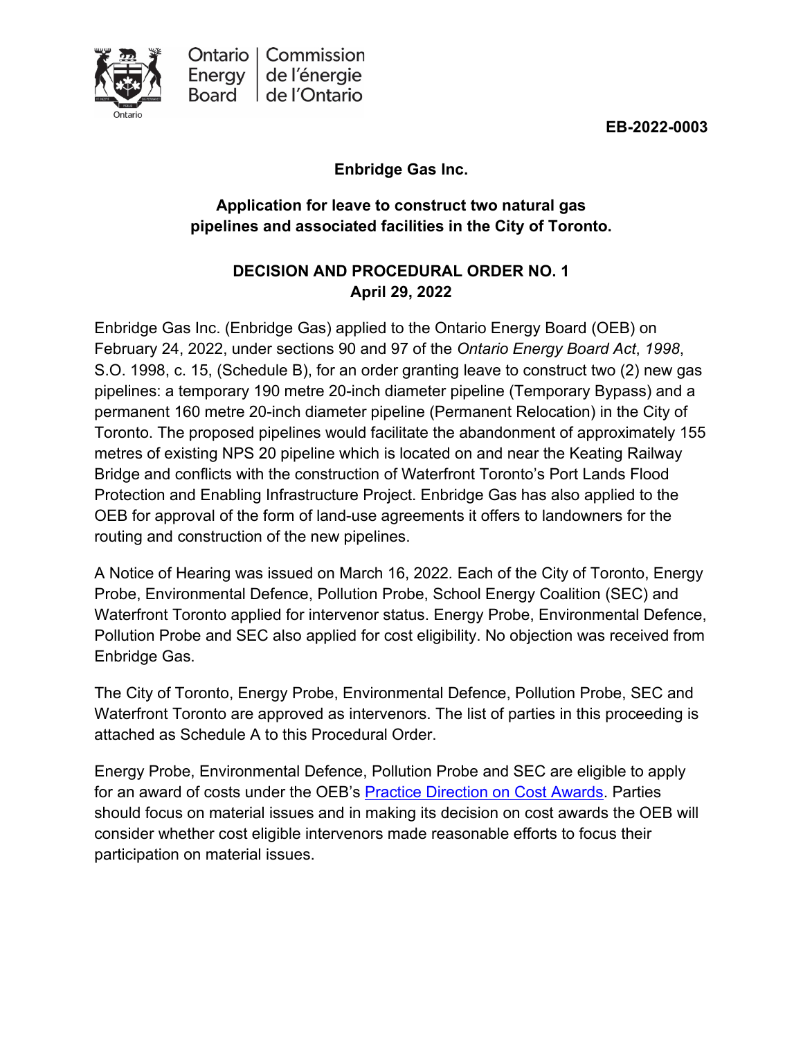Ontario Energy Board | Commission de l'énergie de l'Ontario

**EB-2022-0003**

**Enbridge Gas Inc.**

**Application for leave to construct two natural gas pipelines and associated facilities in the City of Toronto.**

**DECISION AND PROCEDURAL ORDER NO. 1**
**April 29, 2022**

Enbridge Gas Inc. (Enbridge Gas) applied to the Ontario Energy Board (OEB) on February 24, 2022, under sections 90 and 97 of the *Ontario Energy Board Act*, *1998*, S.O. 1998, c. 15, (Schedule B), for an order granting leave to construct two (2) new gas pipelines: a temporary 190 metre 20-inch diameter pipeline (Temporary Bypass) and a permanent 160 metre 20-inch diameter pipeline (Permanent Relocation) in the City of Toronto. The proposed pipelines would facilitate the abandonment of approximately 155 metres of existing NPS 20 pipeline which is located on and near the Keating Railway Bridge and conflicts with the construction of Waterfront Toronto's Port Lands Flood Protection and Enabling Infrastructure Project. Enbridge Gas has also applied to the OEB for approval of the form of land-use agreements it offers to landowners for the routing and construction of the new pipelines.

A Notice of Hearing was issued on March 16, 2022. Each of the City of Toronto, Energy Probe, Environmental Defence, Pollution Probe, School Energy Coalition (SEC) and Waterfront Toronto applied for intervenor status. Energy Probe, Environmental Defence, Pollution Probe and SEC also applied for cost eligibility. No objection was received from Enbridge Gas.

The City of Toronto, Energy Probe, Environmental Defence, Pollution Probe, SEC and Waterfront Toronto are approved as intervenors. The list of parties in this proceeding is attached as Schedule A to this Procedural Order.

Energy Probe, Environmental Defence, Pollution Probe and SEC are eligible to apply for an award of costs under the OEB's Practice Direction on Cost Awards. Parties should focus on material issues and in making its decision on cost awards the OEB will consider whether cost eligible intervenors made reasonable efforts to focus their participation on material issues.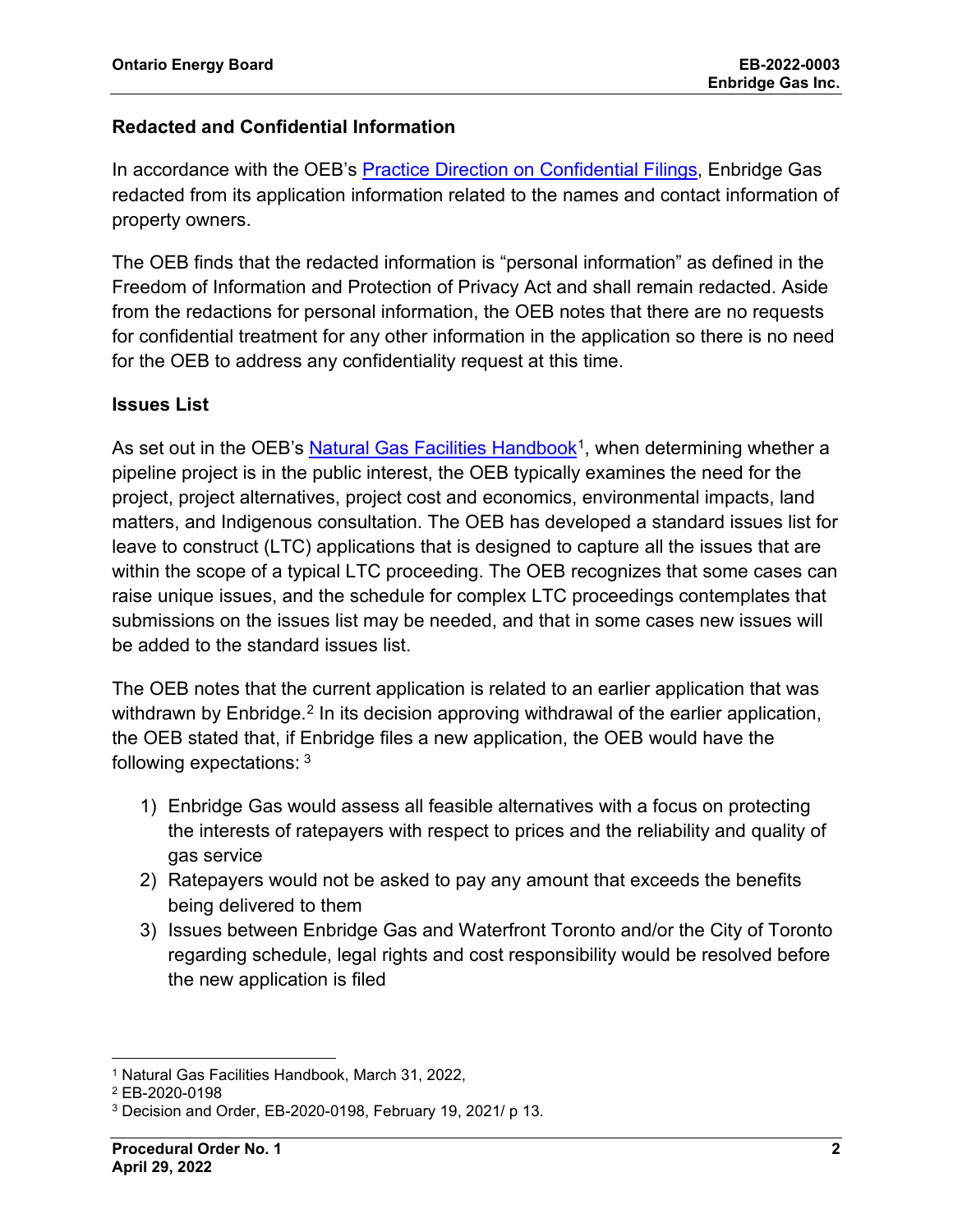**Redacted and Confidential Information**

In accordance with the OEB's Practice Direction on Confidential Filings, Enbridge Gas redacted from its application information related to the names and contact information of property owners.

The OEB finds that the redacted information is "personal information" as defined in the Freedom of Information and Protection of Privacy Act and shall remain redacted. Aside from the redactions for personal information, the OEB notes that there are no requests for confidential treatment for any other information in the application so there is no need for the OEB to address any confidentiality request at this time.

**Issues List**

As set out in the OEB's Natural Gas Facilities Handbook[1], when determining whether a pipeline project is in the public interest, the OEB typically examines the need for the project, project alternatives, project cost and economics, environmental impacts, land matters, and Indigenous consultation. The OEB has developed a standard issues list for leave to construct (LTC) applications that is designed to capture all the issues that are within the scope of a typical LTC proceeding. The OEB recognizes that some cases can raise unique issues, and the schedule for complex LTC proceedings contemplates that submissions on the issues list may be needed, and that in some cases new issues will be added to the standard issues list.

The OEB notes that the current application is related to an earlier application that was withdrawn by Enbridge.[2] In its decision approving withdrawal of the earlier application, the OEB stated that, if Enbridge files a new application, the OEB would have the following expectations: [3]

1) Enbridge Gas would assess all feasible alternatives with a focus on protecting the interests of ratepayers with respect to prices and the reliability and quality of gas service
2) Ratepayers would not be asked to pay any amount that exceeds the benefits being delivered to them
3) Issues between Enbridge Gas and Waterfront Toronto and/or the City of Toronto regarding schedule, legal rights and cost responsibility would be resolved before the new application is filed

---

[1] Natural Gas Facilities Handbook, March 31, 2022,

[2] EB-2020-0198

[3] Decision and Order, EB-2020-0198, February 19, 2021/ p 13.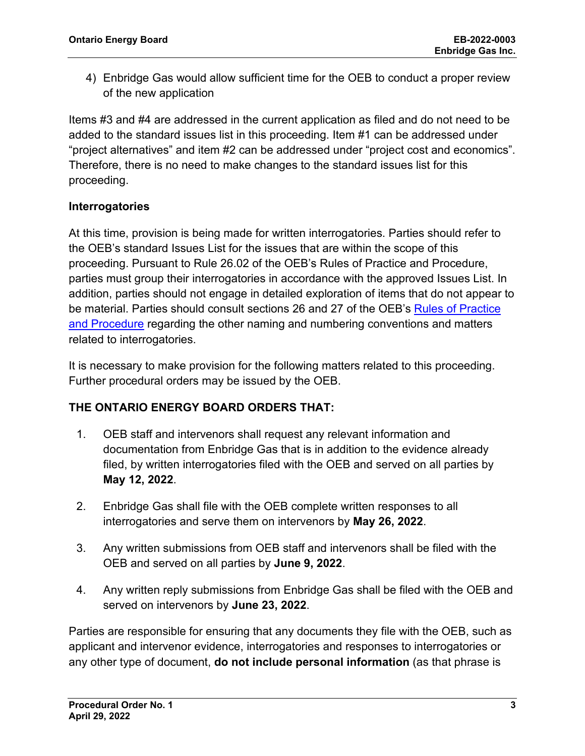4) Enbridge Gas would allow sufficient time for the OEB to conduct a proper review of the new application

Items #3 and #4 are addressed in the current application as filed and do not need to be added to the standard issues list in this proceeding. Item #1 can be addressed under "project alternatives" and item #2 can be addressed under "project cost and economics". Therefore, there is no need to make changes to the standard issues list for this proceeding.

**Interrogatories**

At this time, provision is being made for written interrogatories. Parties should refer to the OEB's standard Issues List for the issues that are within the scope of this proceeding. Pursuant to Rule 26.02 of the OEB's Rules of Practice and Procedure, parties must group their interrogatories in accordance with the approved Issues List. In addition, parties should not engage in detailed exploration of items that do not appear to be material. Parties should consult sections 26 and 27 of the OEB's [Rules of Practice and Procedure] regarding the other naming and numbering conventions and matters related to interrogatories.

It is necessary to make provision for the following matters related to this proceeding. Further procedural orders may be issued by the OEB.

**THE ONTARIO ENERGY BOARD ORDERS THAT:**

1. OEB staff and intervenors shall request any relevant information and documentation from Enbridge Gas that is in addition to the evidence already filed, by written interrogatories filed with the OEB and served on all parties by **May 12, 2022**.

2. Enbridge Gas shall file with the OEB complete written responses to all interrogatories and serve them on intervenors by **May 26, 2022**.

3. Any written submissions from OEB staff and intervenors shall be filed with the OEB and served on all parties by **June 9, 2022**.

4. Any written reply submissions from Enbridge Gas shall be filed with the OEB and served on intervenors by **June 23, 2022**.

Parties are responsible for ensuring that any documents they file with the OEB, such as applicant and intervenor evidence, interrogatories and responses to interrogatories or any other type of document, **do not include personal information** (as that phrase is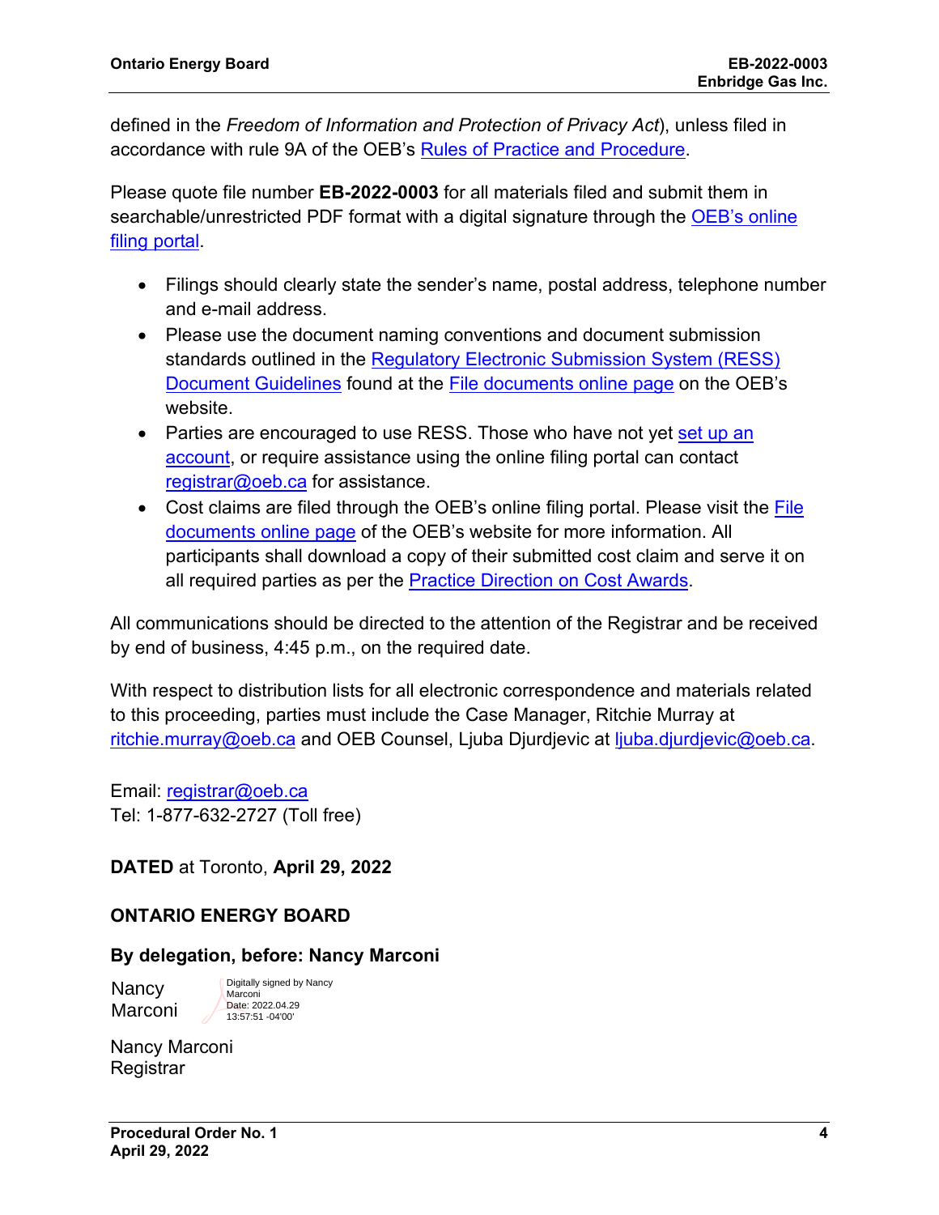defined in the *Freedom of Information and Protection of Privacy Act*), unless filed in accordance with rule 9A of the OEB's Rules of Practice and Procedure.

Please quote file number **EB-2022-0003** for all materials filed and submit them in searchable/unrestricted PDF format with a digital signature through the OEB's online filing portal.

- Filings should clearly state the sender's name, postal address, telephone number and e-mail address.
- Please use the document naming conventions and document submission standards outlined in the Regulatory Electronic Submission System (RESS) Document Guidelines found at the File documents online page on the OEB's website.
- Parties are encouraged to use RESS. Those who have not yet set up an account, or require assistance using the online filing portal can contact registrar@oeb.ca for assistance.
- Cost claims are filed through the OEB's online filing portal. Please visit the File documents online page of the OEB's website for more information. All participants shall download a copy of their submitted cost claim and serve it on all required parties as per the Practice Direction on Cost Awards.

All communications should be directed to the attention of the Registrar and be received by end of business, 4:45 p.m., on the required date.

With respect to distribution lists for all electronic correspondence and materials related to this proceeding, parties must include the Case Manager, Ritchie Murray at ritchie.murray@oeb.ca and OEB Counsel, Ljuba Djurdjevic at ljuba.djurdjevic@oeb.ca.

Email: registrar@oeb.ca
Tel: 1-877-632-2727 (Toll free)

**DATED** at Toronto, **April 29, 2022**

**ONTARIO ENERGY BOARD**

**By delegation, before: Nancy Marconi**

Nancy Marconi
Digitally signed by Nancy Marconi
Date: 2022.04.29 13:57:51 -04'00'

Nancy Marconi
Registrar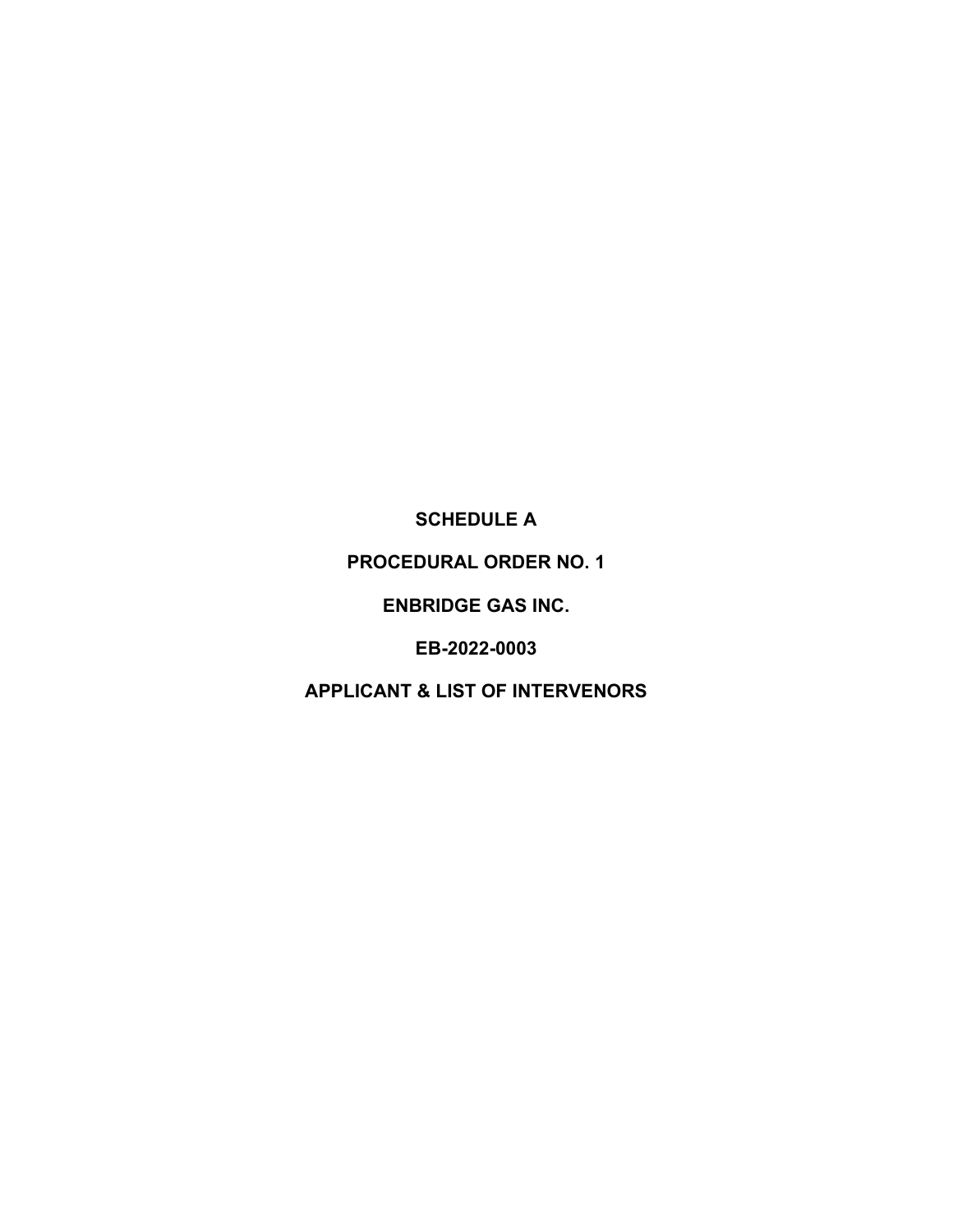**SCHEDULE A**

**PROCEDURAL ORDER NO. 1**

**ENBRIDGE GAS INC.**

**EB-2022-0003**

**APPLICANT & LIST OF INTERVENORS**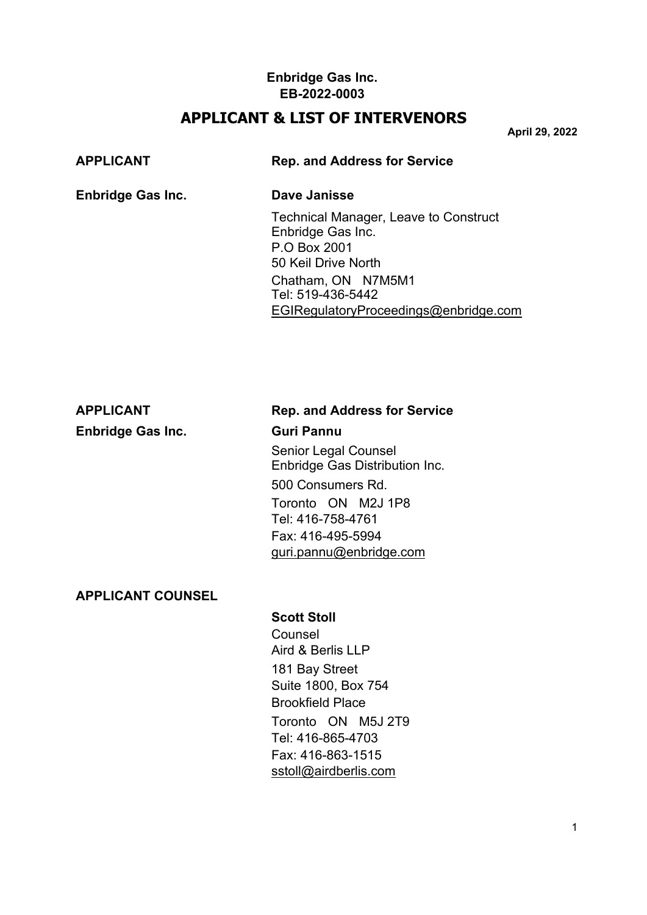**Enbridge Gas Inc.**
**EB-2022-0003**

## APPLICANT & LIST OF INTERVENORS

**April 29, 2022**

| **APPLICANT** | **Rep. and Address for Service** |
|---|---|
| **Enbridge Gas Inc.** | **Dave Janisse**<br>Technical Manager, Leave to Construct<br>Enbridge Gas Inc.<br>P.O Box 2001<br>50 Keil Drive North<br>Chatham, ON N7M5M1<br>Tel: 519-436-5442<br>EGIRegulatoryProceedings@enbridge.com |

| **APPLICANT** | **Rep. and Address for Service** |
|---|---|
| **Enbridge Gas Inc.** | **Guri Pannu**<br>Senior Legal Counsel<br>Enbridge Gas Distribution Inc.<br>500 Consumers Rd.<br>Toronto ON M2J 1P8<br>Tel: 416-758-4761<br>Fax: 416-495-5994<br>guri.pannu@enbridge.com |

| **APPLICANT COUNSEL** | |
|---|---|
| | **Scott Stoll**<br>Counsel<br>Aird & Berlis LLP<br>181 Bay Street<br>Suite 1800, Box 754<br>Brookfield Place<br>Toronto ON M5J 2T9<br>Tel: 416-865-4703<br>Fax: 416-863-1515<br>sstoll@airdberlis.com |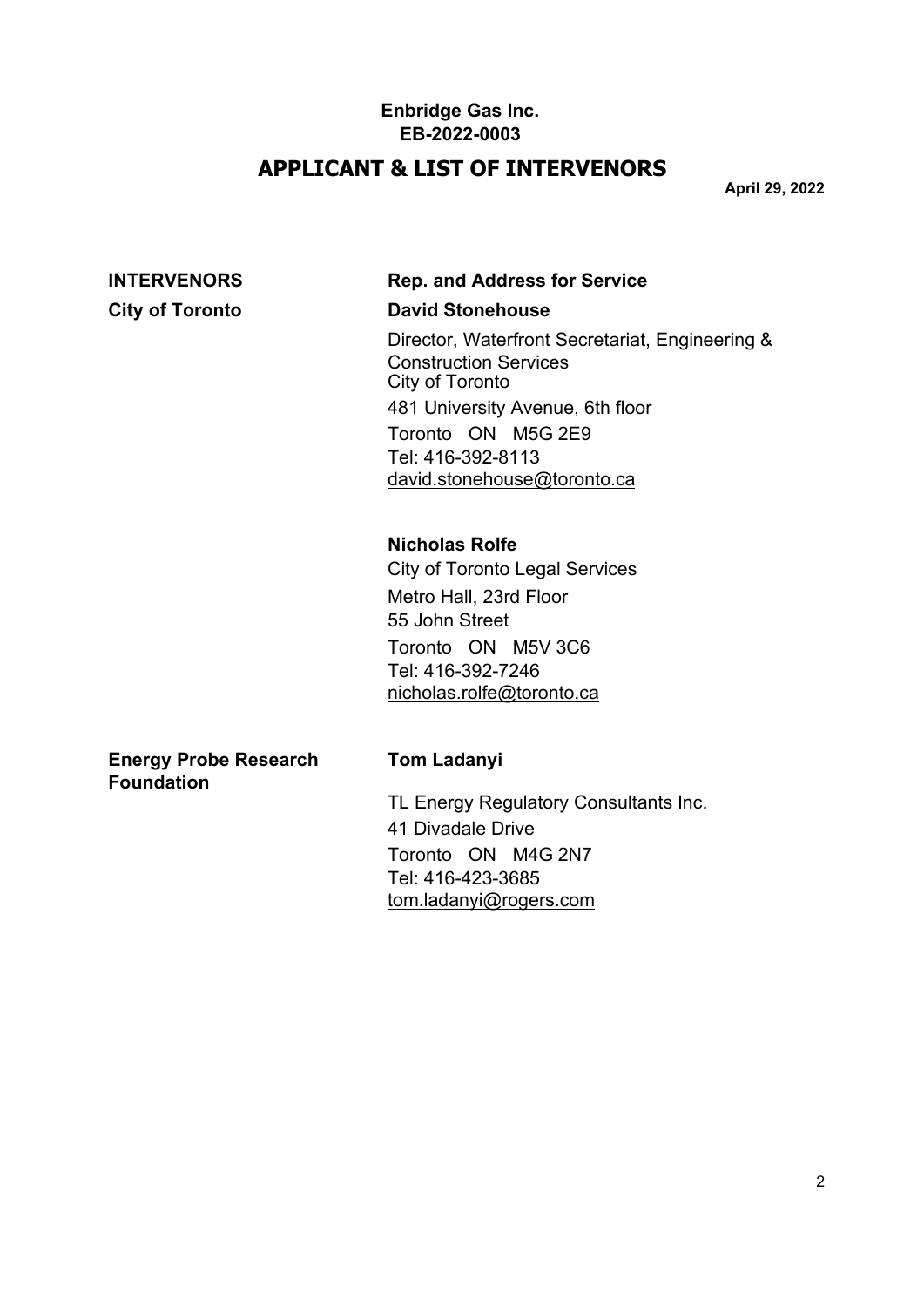**Enbridge Gas Inc.**
**EB-2022-0003**

# APPLICANT & LIST OF INTERVENORS

**April 29, 2022**

| **INTERVENORS** | **Rep. and Address for Service** |
| --- | --- |
| **City of Toronto** | **David Stonehouse**<br>Director, Waterfront Secretariat, Engineering & Construction Services<br>City of Toronto<br>481 University Avenue, 6th floor<br>Toronto ON M5G 2E9<br>Tel: 416-392-8113<br>david.stonehouse@toronto.ca |
| | **Nicholas Rolfe**<br>City of Toronto Legal Services<br>Metro Hall, 23rd Floor<br>55 John Street<br>Toronto ON M5V 3C6<br>Tel: 416-392-7246<br>nicholas.rolfe@toronto.ca |
| **Energy Probe Research Foundation** | **Tom Ladanyi**<br>TL Energy Regulatory Consultants Inc.<br>41 Divadale Drive<br>Toronto ON M4G 2N7<br>Tel: 416-423-3685<br>tom.ladanyi@rogers.com |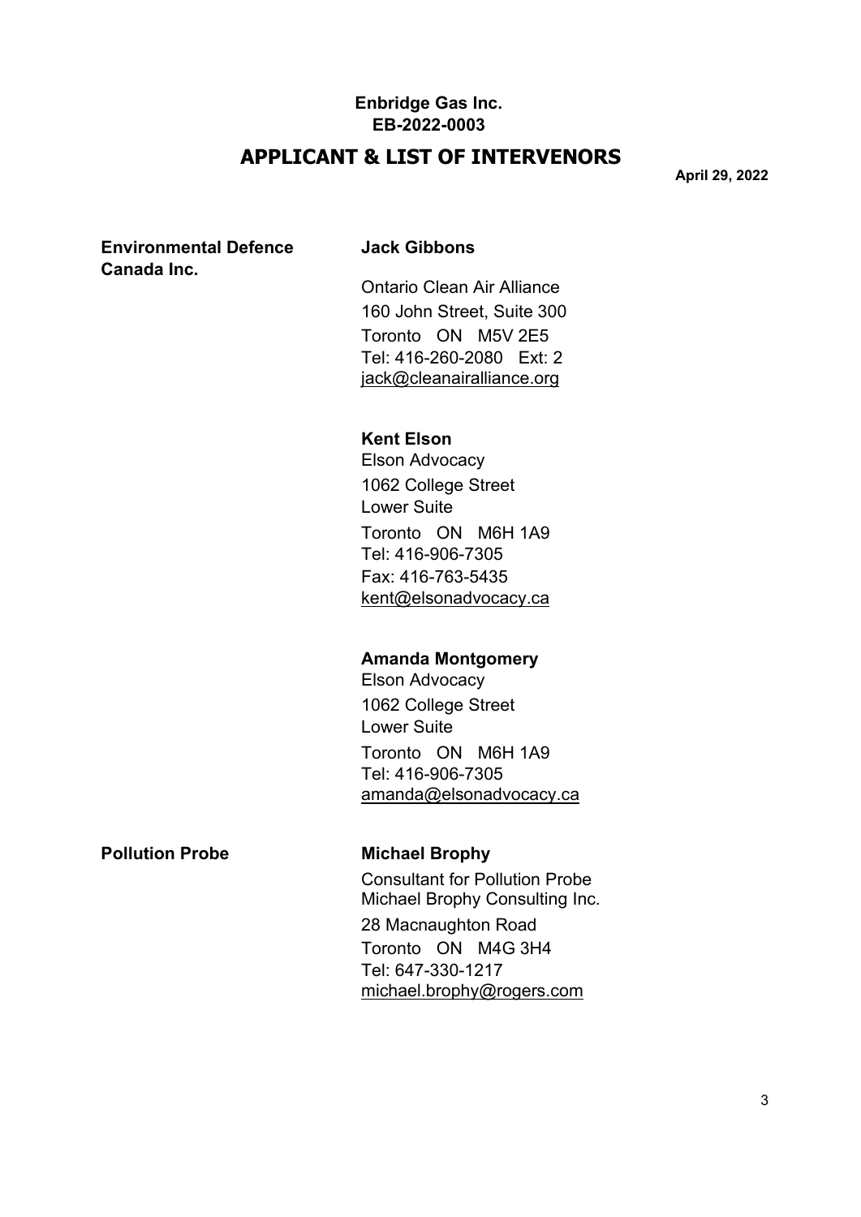**Enbridge Gas Inc.**
**EB-2022-0003**

# APPLICANT & LIST OF INTERVENORS

**April 29, 2022**

**Environmental Defence Canada Inc.**

**Jack Gibbons**
Ontario Clean Air Alliance
160 John Street, Suite 300
Toronto ON M5V 2E5
Tel: 416-260-2080 Ext: 2
jack@cleanairalliance.org

**Kent Elson**
Elson Advocacy
1062 College Street
Lower Suite
Toronto ON M6H 1A9
Tel: 416-906-7305
Fax: 416-763-5435
kent@elsonadvocacy.ca

**Amanda Montgomery**
Elson Advocacy
1062 College Street
Lower Suite
Toronto ON M6H 1A9
Tel: 416-906-7305
amanda@elsonadvocacy.ca

**Pollution Probe**

**Michael Brophy**
Consultant for Pollution Probe
Michael Brophy Consulting Inc.
28 Macnaughton Road
Toronto ON M4G 3H4
Tel: 647-330-1217
michael.brophy@rogers.com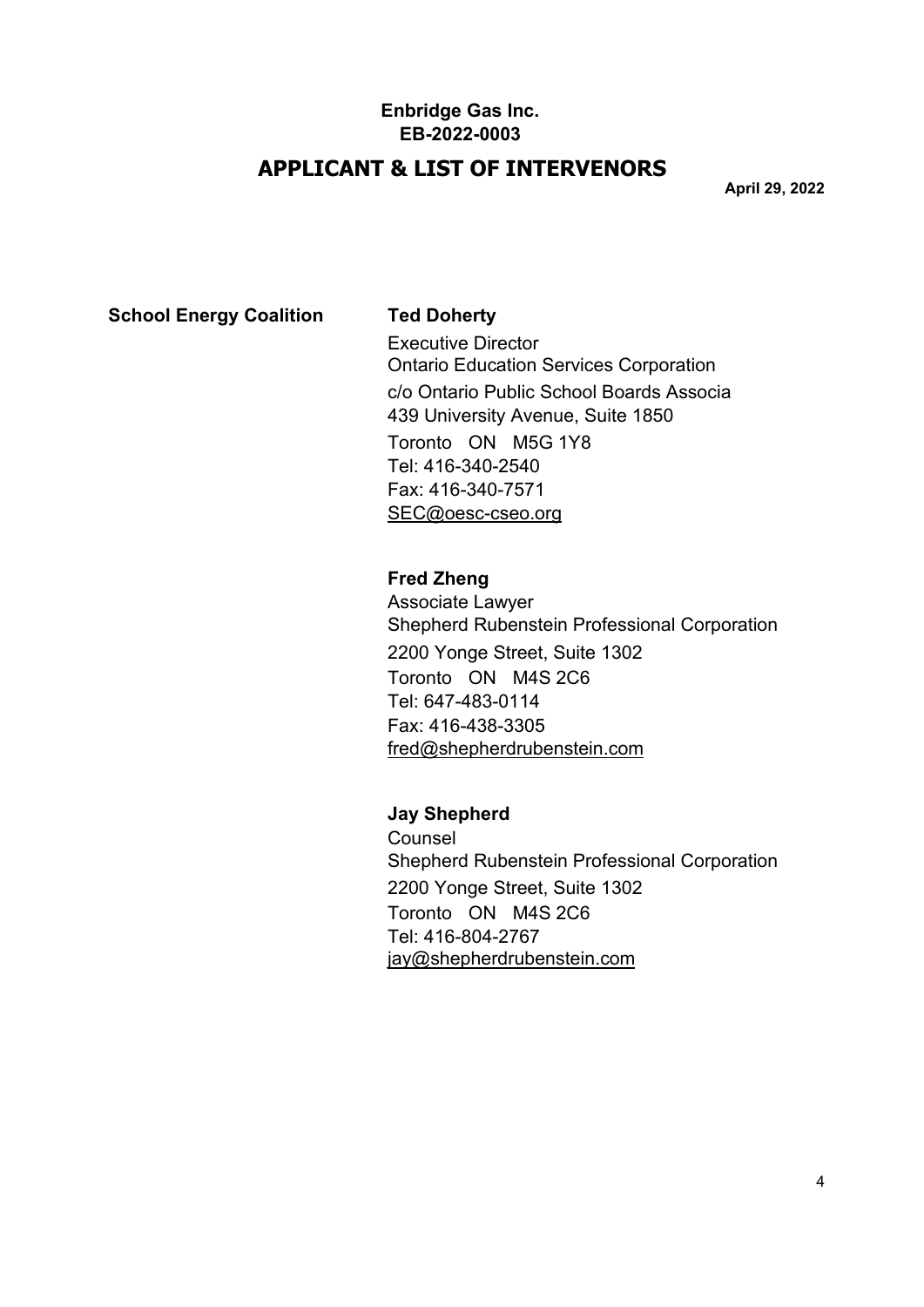**Enbridge Gas Inc.**
**EB-2022-0003**

## APPLICANT & LIST OF INTERVENORS

**April 29, 2022**

| | |
|---|---|
| **School Energy Coalition** | **Ted Doherty**<br>Executive Director<br>Ontario Education Services Corporation<br>c/o Ontario Public School Boards Associa<br>439 University Avenue, Suite 1850<br>Toronto ON M5G 1Y8<br>Tel: 416-340-2540<br>Fax: 416-340-7571<br>SEC@oesc-cseo.org |
| | **Fred Zheng**<br>Associate Lawyer<br>Shepherd Rubenstein Professional Corporation<br>2200 Yonge Street, Suite 1302<br>Toronto ON M4S 2C6<br>Tel: 647-483-0114<br>Fax: 416-438-3305<br>fred@shepherdrubenstein.com |
| | **Jay Shepherd**<br>Counsel<br>Shepherd Rubenstein Professional Corporation<br>2200 Yonge Street, Suite 1302<br>Toronto ON M4S 2C6<br>Tel: 416-804-2767<br>jay@shepherdrubenstein.com |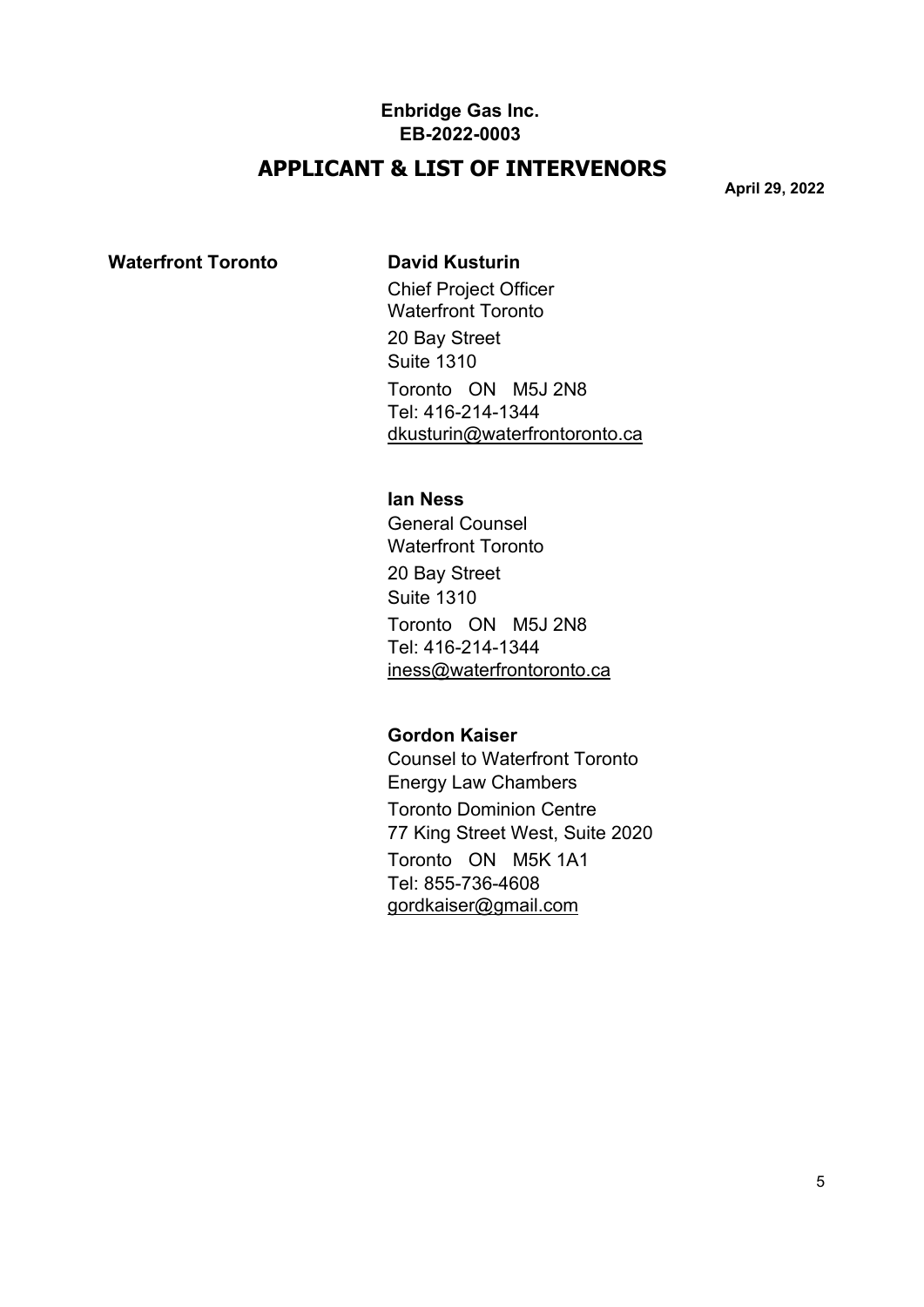**Enbridge Gas Inc.**
**EB-2022-0003**

# APPLICANT & LIST OF INTERVENORS

**April 29, 2022**

| | |
|---|---|
| **Waterfront Toronto** | **David Kusturin**<br>Chief Project Officer<br>Waterfront Toronto<br>20 Bay Street<br>Suite 1310<br>Toronto ON M5J 2N8<br>Tel: 416-214-1344<br>dkusturin@waterfrontoronto.ca |
| | **Ian Ness**<br>General Counsel<br>Waterfront Toronto<br>20 Bay Street<br>Suite 1310<br>Toronto ON M5J 2N8<br>Tel: 416-214-1344<br>iness@waterfrontoronto.ca |
| | **Gordon Kaiser**<br>Counsel to Waterfront Toronto<br>Energy Law Chambers<br>Toronto Dominion Centre<br>77 King Street West, Suite 2020<br>Toronto ON M5K 1A1<br>Tel: 855-736-4608<br>gordkaiser@gmail.com |